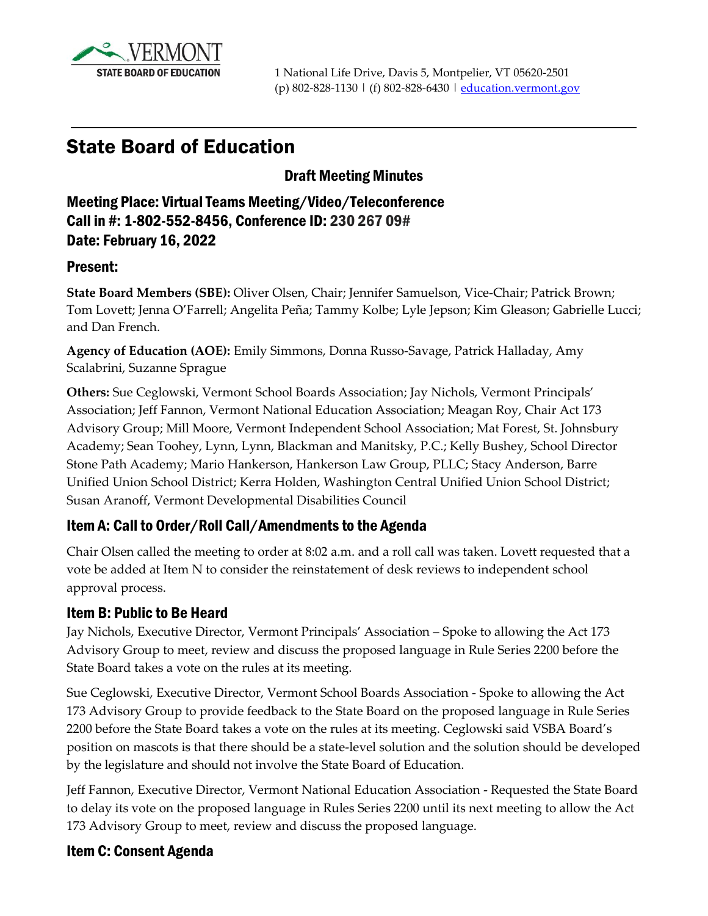VERMONT
STATE BOARD OF EDUCATION

1 National Life Drive, Davis 5, Montpelier, VT 05620-2501
(p) 802-828-1130 | (f) 802-828-6430 | education.vermont.gov

# State Board of Education

## Draft Meeting Minutes

## Meeting Place: Virtual Teams Meeting/Video/Teleconference
## Call in #: 1-802-552-8456, Conference ID: 230 267 09#
## Date: February 16, 2022

## Present:

**State Board Members (SBE):** Oliver Olsen, Chair; Jennifer Samuelson, Vice-Chair; Patrick Brown; Tom Lovett; Jenna O'Farrell; Angelita Peña; Tammy Kolbe; Lyle Jepson; Kim Gleason; Gabrielle Lucci; and Dan French.

**Agency of Education (AOE):** Emily Simmons, Donna Russo-Savage, Patrick Halladay, Amy Scalabrini, Suzanne Sprague

**Others:** Sue Ceglowski, Vermont School Boards Association; Jay Nichols, Vermont Principals' Association; Jeff Fannon, Vermont National Education Association; Meagan Roy, Chair Act 173 Advisory Group; Mill Moore, Vermont Independent School Association; Mat Forest, St. Johnsbury Academy; Sean Toohey, Lynn, Lynn, Blackman and Manitsky, P.C.; Kelly Bushey, School Director Stone Path Academy; Mario Hankerson, Hankerson Law Group, PLLC; Stacy Anderson, Barre Unified Union School District; Kerra Holden, Washington Central Unified Union School District; Susan Aranoff, Vermont Developmental Disabilities Council

## Item A: Call to Order/Roll Call/Amendments to the Agenda

Chair Olsen called the meeting to order at 8:02 a.m. and a roll call was taken. Lovett requested that a vote be added at Item N to consider the reinstatement of desk reviews to independent school approval process.

## Item B: Public to Be Heard

Jay Nichols, Executive Director, Vermont Principals' Association – Spoke to allowing the Act 173 Advisory Group to meet, review and discuss the proposed language in Rule Series 2200 before the State Board takes a vote on the rules at its meeting.

Sue Ceglowski, Executive Director, Vermont School Boards Association - Spoke to allowing the Act 173 Advisory Group to provide feedback to the State Board on the proposed language in Rule Series 2200 before the State Board takes a vote on the rules at its meeting. Ceglowski said VSBA Board's position on mascots is that there should be a state-level solution and the solution should be developed by the legislature and should not involve the State Board of Education.

Jeff Fannon, Executive Director, Vermont National Education Association - Requested the State Board to delay its vote on the proposed language in Rules Series 2200 until its next meeting to allow the Act 173 Advisory Group to meet, review and discuss the proposed language.

## Item C: Consent Agenda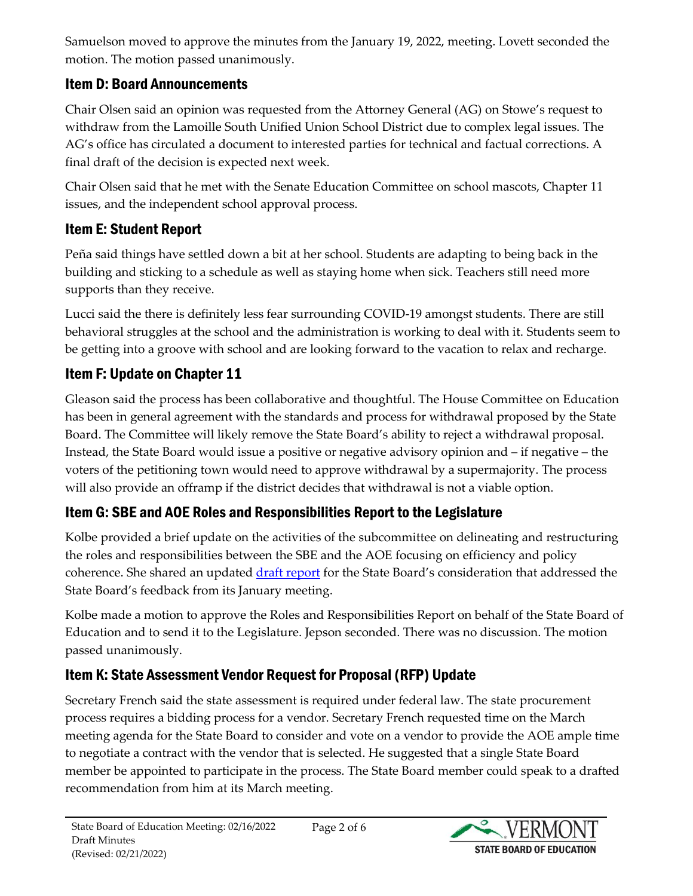Samuelson moved to approve the minutes from the January 19, 2022, meeting. Lovett seconded the motion. The motion passed unanimously.

## Item D: Board Announcements

Chair Olsen said an opinion was requested from the Attorney General (AG) on Stowe's request to withdraw from the Lamoille South Unified Union School District due to complex legal issues. The AG's office has circulated a document to interested parties for technical and factual corrections. A final draft of the decision is expected next week.

Chair Olsen said that he met with the Senate Education Committee on school mascots, Chapter 11 issues, and the independent school approval process.

## Item E: Student Report

Peña said things have settled down a bit at her school. Students are adapting to being back in the building and sticking to a schedule as well as staying home when sick. Teachers still need more supports than they receive.

Lucci said the there is definitely less fear surrounding COVID-19 amongst students. There are still behavioral struggles at the school and the administration is working to deal with it. Students seem to be getting into a groove with school and are looking forward to the vacation to relax and recharge.

## Item F: Update on Chapter 11

Gleason said the process has been collaborative and thoughtful. The House Committee on Education has been in general agreement with the standards and process for withdrawal proposed by the State Board. The Committee will likely remove the State Board's ability to reject a withdrawal proposal. Instead, the State Board would issue a positive or negative advisory opinion and – if negative – the voters of the petitioning town would need to approve withdrawal by a supermajority. The process will also provide an offramp if the district decides that withdrawal is not a viable option.

## Item G: SBE and AOE Roles and Responsibilities Report to the Legislature

Kolbe provided a brief update on the activities of the subcommittee on delineating and restructuring the roles and responsibilities between the SBE and the AOE focusing on efficiency and policy coherence. She shared an updated draft report for the State Board's consideration that addressed the State Board's feedback from its January meeting.

Kolbe made a motion to approve the Roles and Responsibilities Report on behalf of the State Board of Education and to send it to the Legislature. Jepson seconded. There was no discussion. The motion passed unanimously.

## Item K: State Assessment Vendor Request for Proposal (RFP) Update

Secretary French said the state assessment is required under federal law. The state procurement process requires a bidding process for a vendor. Secretary French requested time on the March meeting agenda for the State Board to consider and vote on a vendor to provide the AOE ample time to negotiate a contract with the vendor that is selected. He suggested that a single State Board member be appointed to participate in the process. The State Board member could speak to a drafted recommendation from him at its March meeting.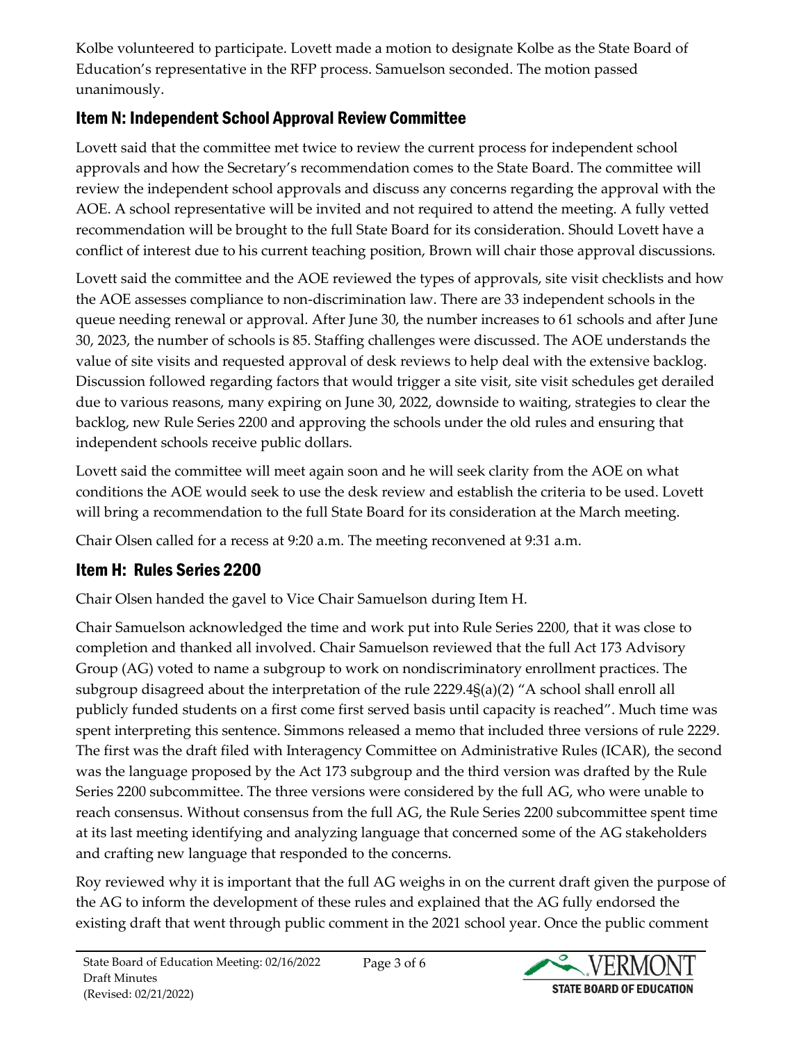Kolbe volunteered to participate. Lovett made a motion to designate Kolbe as the State Board of Education's representative in the RFP process. Samuelson seconded. The motion passed unanimously.

## Item N: Independent School Approval Review Committee

Lovett said that the committee met twice to review the current process for independent school approvals and how the Secretary's recommendation comes to the State Board. The committee will review the independent school approvals and discuss any concerns regarding the approval with the AOE. A school representative will be invited and not required to attend the meeting. A fully vetted recommendation will be brought to the full State Board for its consideration. Should Lovett have a conflict of interest due to his current teaching position, Brown will chair those approval discussions.

Lovett said the committee and the AOE reviewed the types of approvals, site visit checklists and how the AOE assesses compliance to non-discrimination law. There are 33 independent schools in the queue needing renewal or approval. After June 30, the number increases to 61 schools and after June 30, 2023, the number of schools is 85. Staffing challenges were discussed. The AOE understands the value of site visits and requested approval of desk reviews to help deal with the extensive backlog. Discussion followed regarding factors that would trigger a site visit, site visit schedules get derailed due to various reasons, many expiring on June 30, 2022, downside to waiting, strategies to clear the backlog, new Rule Series 2200 and approving the schools under the old rules and ensuring that independent schools receive public dollars.

Lovett said the committee will meet again soon and he will seek clarity from the AOE on what conditions the AOE would seek to use the desk review and establish the criteria to be used. Lovett will bring a recommendation to the full State Board for its consideration at the March meeting.

Chair Olsen called for a recess at 9:20 a.m. The meeting reconvened at 9:31 a.m.

## Item H: Rules Series 2200

Chair Olsen handed the gavel to Vice Chair Samuelson during Item H.

Chair Samuelson acknowledged the time and work put into Rule Series 2200, that it was close to completion and thanked all involved. Chair Samuelson reviewed that the full Act 173 Advisory Group (AG) voted to name a subgroup to work on nondiscriminatory enrollment practices. The subgroup disagreed about the interpretation of the rule 2229.4§(a)(2) "A school shall enroll all publicly funded students on a first come first served basis until capacity is reached". Much time was spent interpreting this sentence. Simmons released a memo that included three versions of rule 2229. The first was the draft filed with Interagency Committee on Administrative Rules (ICAR), the second was the language proposed by the Act 173 subgroup and the third version was drafted by the Rule Series 2200 subcommittee. The three versions were considered by the full AG, who were unable to reach consensus. Without consensus from the full AG, the Rule Series 2200 subcommittee spent time at its last meeting identifying and analyzing language that concerned some of the AG stakeholders and crafting new language that responded to the concerns.

Roy reviewed why it is important that the full AG weighs in on the current draft given the purpose of the AG to inform the development of these rules and explained that the AG fully endorsed the existing draft that went through public comment in the 2021 school year. Once the public comment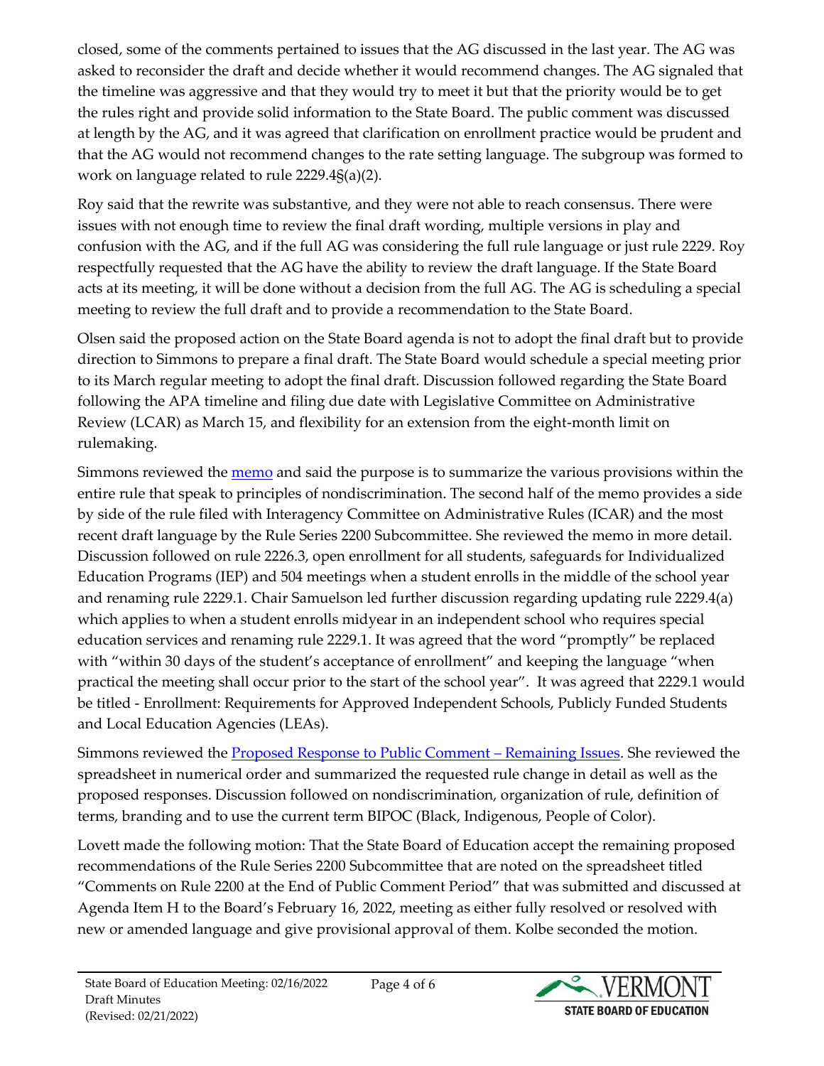closed, some of the comments pertained to issues that the AG discussed in the last year. The AG was asked to reconsider the draft and decide whether it would recommend changes. The AG signaled that the timeline was aggressive and that they would try to meet it but that the priority would be to get the rules right and provide solid information to the State Board. The public comment was discussed at length by the AG, and it was agreed that clarification on enrollment practice would be prudent and that the AG would not recommend changes to the rate setting language. The subgroup was formed to work on language related to rule 2229.4§(a)(2).

Roy said that the rewrite was substantive, and they were not able to reach consensus. There were issues with not enough time to review the final draft wording, multiple versions in play and confusion with the AG, and if the full AG was considering the full rule language or just rule 2229. Roy respectfully requested that the AG have the ability to review the draft language. If the State Board acts at its meeting, it will be done without a decision from the full AG. The AG is scheduling a special meeting to review the full draft and to provide a recommendation to the State Board.

Olsen said the proposed action on the State Board agenda is not to adopt the final draft but to provide direction to Simmons to prepare a final draft. The State Board would schedule a special meeting prior to its March regular meeting to adopt the final draft. Discussion followed regarding the State Board following the APA timeline and filing due date with Legislative Committee on Administrative Review (LCAR) as March 15, and flexibility for an extension from the eight-month limit on rulemaking.

Simmons reviewed the memo and said the purpose is to summarize the various provisions within the entire rule that speak to principles of nondiscrimination. The second half of the memo provides a side by side of the rule filed with Interagency Committee on Administrative Rules (ICAR) and the most recent draft language by the Rule Series 2200 Subcommittee. She reviewed the memo in more detail. Discussion followed on rule 2226.3, open enrollment for all students, safeguards for Individualized Education Programs (IEP) and 504 meetings when a student enrolls in the middle of the school year and renaming rule 2229.1. Chair Samuelson led further discussion regarding updating rule 2229.4(a) which applies to when a student enrolls midyear in an independent school who requires special education services and renaming rule 2229.1. It was agreed that the word "promptly" be replaced with "within 30 days of the student's acceptance of enrollment" and keeping the language "when practical the meeting shall occur prior to the start of the school year". It was agreed that 2229.1 would be titled - Enrollment: Requirements for Approved Independent Schools, Publicly Funded Students and Local Education Agencies (LEAs).

Simmons reviewed the Proposed Response to Public Comment – Remaining Issues. She reviewed the spreadsheet in numerical order and summarized the requested rule change in detail as well as the proposed responses. Discussion followed on nondiscrimination, organization of rule, definition of terms, branding and to use the current term BIPOC (Black, Indigenous, People of Color).

Lovett made the following motion: That the State Board of Education accept the remaining proposed recommendations of the Rule Series 2200 Subcommittee that are noted on the spreadsheet titled "Comments on Rule 2200 at the End of Public Comment Period" that was submitted and discussed at Agenda Item H to the Board's February 16, 2022, meeting as either fully resolved or resolved with new or amended language and give provisional approval of them. Kolbe seconded the motion.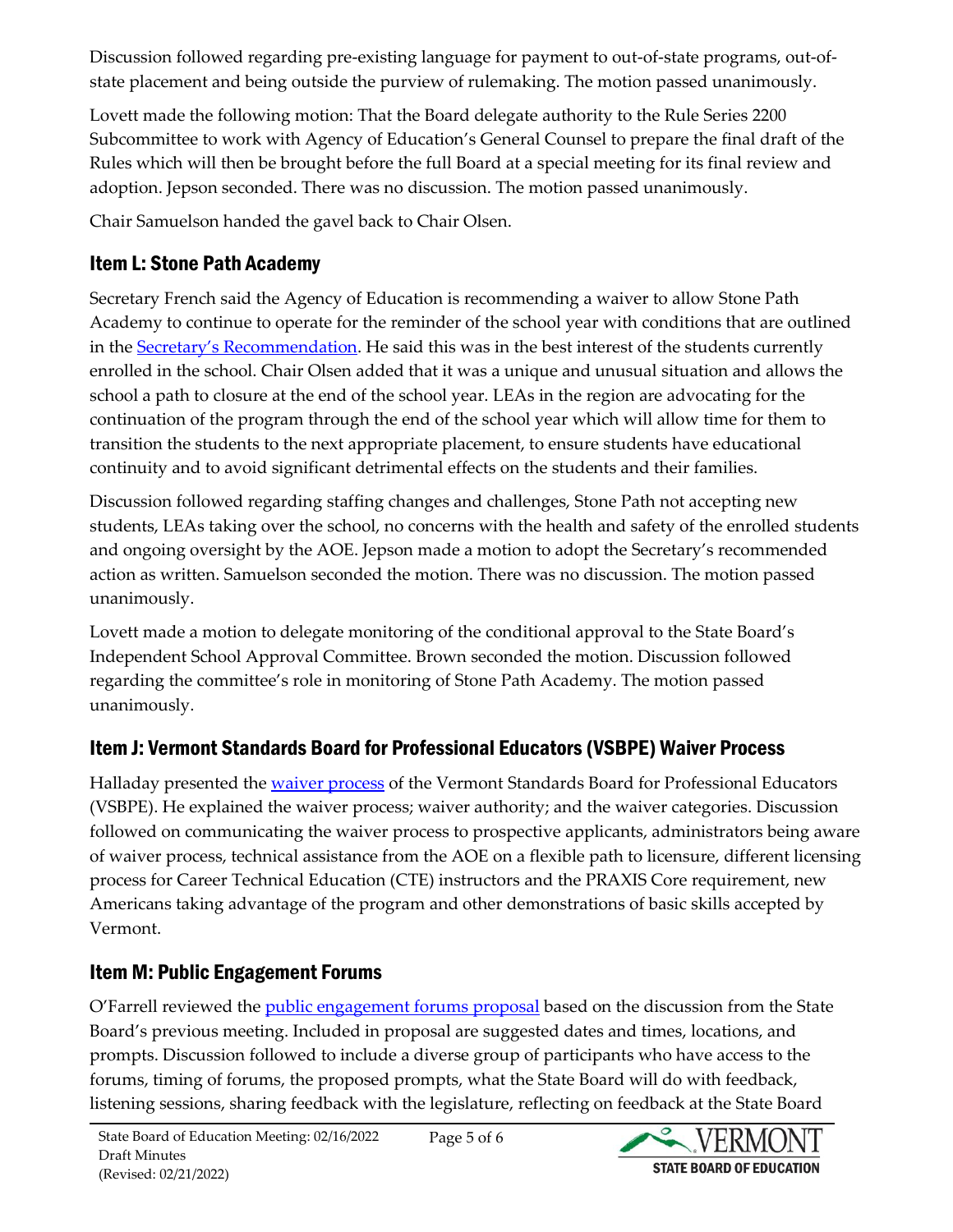Discussion followed regarding pre-existing language for payment to out-of-state programs, out-of-state placement and being outside the purview of rulemaking. The motion passed unanimously.

Lovett made the following motion: That the Board delegate authority to the Rule Series 2200 Subcommittee to work with Agency of Education's General Counsel to prepare the final draft of the Rules which will then be brought before the full Board at a special meeting for its final review and adoption. Jepson seconded. There was no discussion. The motion passed unanimously.

Chair Samuelson handed the gavel back to Chair Olsen.

## Item L: Stone Path Academy

Secretary French said the Agency of Education is recommending a waiver to allow Stone Path Academy to continue to operate for the reminder of the school year with conditions that are outlined in the Secretary's Recommendation. He said this was in the best interest of the students currently enrolled in the school. Chair Olsen added that it was a unique and unusual situation and allows the school a path to closure at the end of the school year. LEAs in the region are advocating for the continuation of the program through the end of the school year which will allow time for them to transition the students to the next appropriate placement, to ensure students have educational continuity and to avoid significant detrimental effects on the students and their families.

Discussion followed regarding staffing changes and challenges, Stone Path not accepting new students, LEAs taking over the school, no concerns with the health and safety of the enrolled students and ongoing oversight by the AOE. Jepson made a motion to adopt the Secretary's recommended action as written. Samuelson seconded the motion. There was no discussion. The motion passed unanimously.

Lovett made a motion to delegate monitoring of the conditional approval to the State Board's Independent School Approval Committee. Brown seconded the motion. Discussion followed regarding the committee's role in monitoring of Stone Path Academy. The motion passed unanimously.

## Item J: Vermont Standards Board for Professional Educators (VSBPE) Waiver Process

Halladay presented the waiver process of the Vermont Standards Board for Professional Educators (VSBPE). He explained the waiver process; waiver authority; and the waiver categories. Discussion followed on communicating the waiver process to prospective applicants, administrators being aware of waiver process, technical assistance from the AOE on a flexible path to licensure, different licensing process for Career Technical Education (CTE) instructors and the PRAXIS Core requirement, new Americans taking advantage of the program and other demonstrations of basic skills accepted by Vermont.

## Item M: Public Engagement Forums

O'Farrell reviewed the public engagement forums proposal based on the discussion from the State Board's previous meeting. Included in proposal are suggested dates and times, locations, and prompts. Discussion followed to include a diverse group of participants who have access to the forums, timing of forums, the proposed prompts, what the State Board will do with feedback, listening sessions, sharing feedback with the legislature, reflecting on feedback at the State Board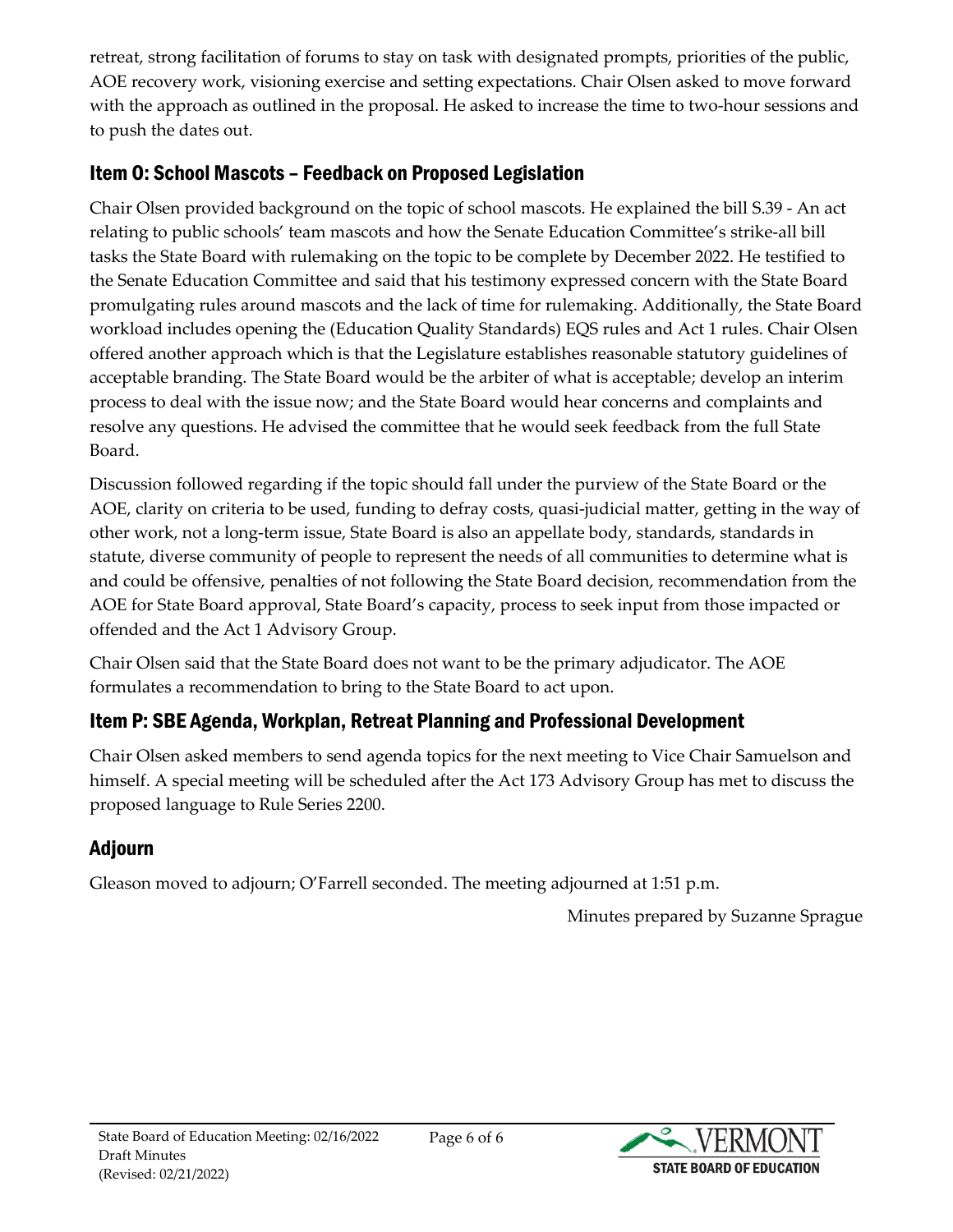retreat, strong facilitation of forums to stay on task with designated prompts, priorities of the public, AOE recovery work, visioning exercise and setting expectations. Chair Olsen asked to move forward with the approach as outlined in the proposal. He asked to increase the time to two-hour sessions and to push the dates out.

## Item O: School Mascots – Feedback on Proposed Legislation

Chair Olsen provided background on the topic of school mascots. He explained the bill S.39 - An act relating to public schools' team mascots and how the Senate Education Committee's strike-all bill tasks the State Board with rulemaking on the topic to be complete by December 2022. He testified to the Senate Education Committee and said that his testimony expressed concern with the State Board promulgating rules around mascots and the lack of time for rulemaking. Additionally, the State Board workload includes opening the (Education Quality Standards) EQS rules and Act 1 rules. Chair Olsen offered another approach which is that the Legislature establishes reasonable statutory guidelines of acceptable branding. The State Board would be the arbiter of what is acceptable; develop an interim process to deal with the issue now; and the State Board would hear concerns and complaints and resolve any questions. He advised the committee that he would seek feedback from the full State Board.

Discussion followed regarding if the topic should fall under the purview of the State Board or the AOE, clarity on criteria to be used, funding to defray costs, quasi-judicial matter, getting in the way of other work, not a long-term issue, State Board is also an appellate body, standards, standards in statute, diverse community of people to represent the needs of all communities to determine what is and could be offensive, penalties of not following the State Board decision, recommendation from the AOE for State Board approval, State Board's capacity, process to seek input from those impacted or offended and the Act 1 Advisory Group.

Chair Olsen said that the State Board does not want to be the primary adjudicator. The AOE formulates a recommendation to bring to the State Board to act upon.

## Item P: SBE Agenda, Workplan, Retreat Planning and Professional Development

Chair Olsen asked members to send agenda topics for the next meeting to Vice Chair Samuelson and himself. A special meeting will be scheduled after the Act 173 Advisory Group has met to discuss the proposed language to Rule Series 2200.

## Adjourn

Gleason moved to adjourn; O'Farrell seconded. The meeting adjourned at 1:51 p.m.

Minutes prepared by Suzanne Sprague